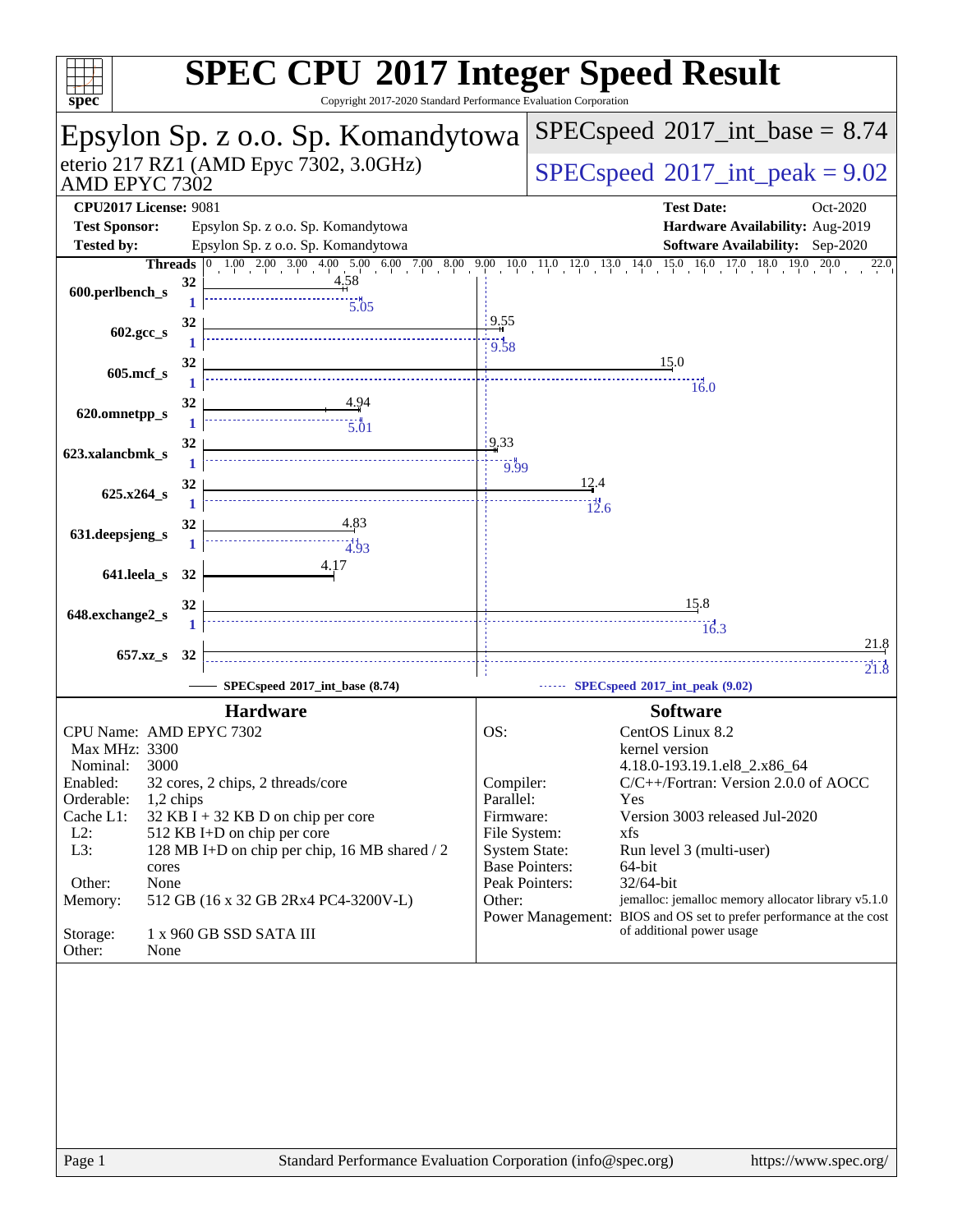# SPEC CPU 2017 Integer Speed Result

Copyright 2017-2020 Standard Performance Evaluation Corporation

## Epsylon Sp. z o.o. Sp. Komandytowa

eterio 217 RZ1 (AMD Epyc 7302, 3.0GHz)
AMD EPYC 7302

SPECspeed 2017_int_base = 8.74

SPECspeed 2017_int_peak = 9.02

| | | | |
|---|---|---|---|
| **CPU2017 License:** | 9081 | **Test Date:** | Oct-2020 |
| **Test Sponsor:** | Epsylon Sp. z o.o. Sp. Komandytowa | **Hardware Availability:** | Aug-2019 |
| **Tested by:** | Epsylon Sp. z o.o. Sp. Komandytowa | **Software Availability:** | Sep-2020 |

| Benchmark | Threads (base) | Base | Threads (peak) | Peak |
|---|---|---|---|---|
| 600.perlbench_s | 32 | 4.58 | 1 | 5.05 |
| 602.gcc_s | 32 | 9.55 | 1 | 9.58 |
| 605.mcf_s | 32 | 15.0 | 1 | 16.0 |
| 620.omnetpp_s | 32 | 4.94 | 1 | 5.01 |
| 623.xalancbmk_s | 32 | 9.33 | 1 | 9.99 |
| 625.x264_s | 32 | 12.4 | 1 | 12.6 |
| 631.deepsjeng_s | 32 | 4.83 | 1 | 4.93 |
| 641.leela_s | 32 | 4.17 | | |
| 648.exchange2_s | 32 | 15.8 | 1 | 16.3 |
| 657.xz_s | 32 | 21.8 | 32 | 21.8 |

SPECspeed 2017_int_base (8.74) — SPECspeed 2017_int_peak (9.02)

## Hardware

| | |
|---|---|
| CPU Name: | AMD EPYC 7302 |
| Max MHz: | 3300 |
| Nominal: | 3000 |
| Enabled: | 32 cores, 2 chips, 2 threads/core |
| Orderable: | 1,2 chips |
| Cache L1: | 32 KB I + 32 KB D on chip per core |
| L2: | 512 KB I+D on chip per core |
| L3: | 128 MB I+D on chip per chip, 16 MB shared / 2 cores |
| Other: | None |
| Memory: | 512 GB (16 x 32 GB 2Rx4 PC4-3200V-L) |
| Storage: | 1 x 960 GB SSD SATA III |
| Other: | None |

## Software

| | |
|---|---|
| OS: | CentOS Linux 8.2 kernel version 4.18.0-193.19.1.el8_2.x86_64 |
| Compiler: | C/C++/Fortran: Version 2.0.0 of AOCC |
| Parallel: | Yes |
| Firmware: | Version 3003 released Jul-2020 |
| File System: | xfs |
| System State: | Run level 3 (multi-user) |
| Base Pointers: | 64-bit |
| Peak Pointers: | 32/64-bit |
| Other: | jemalloc: jemalloc memory allocator library v5.1.0 |
| Power Management: | BIOS and OS set to prefer performance at the cost of additional power usage |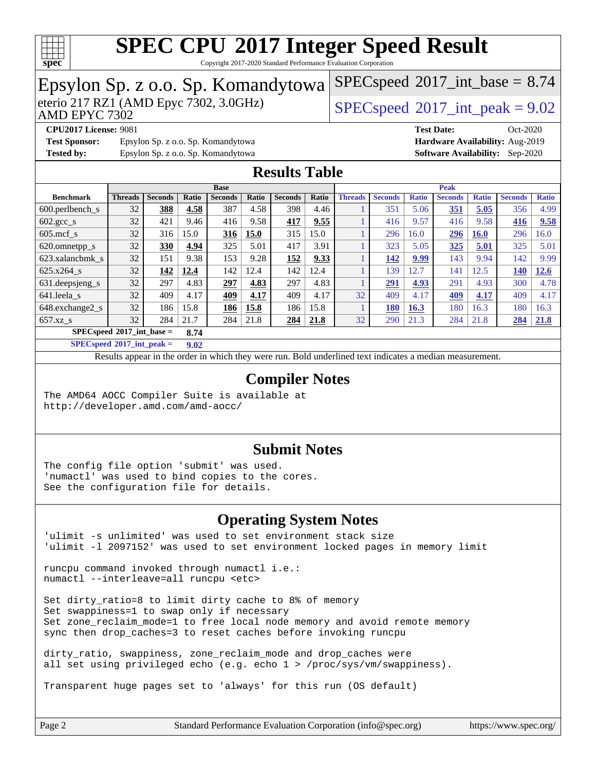# SPEC CPU 2017 Integer Speed Result

Copyright 2017-2020 Standard Performance Evaluation Corporation

## Epsylon Sp. z o.o. Sp. Komandytowa

eterio 217 RZ1 (AMD Epyc 7302, 3.0GHz)
AMD EPYC 7302

SPECspeed 2017_int_base = 8.74

SPECspeed 2017_int_peak = 9.02

**CPU2017 License:** 9081
**Test Sponsor:** Epsylon Sp. z o.o. Sp. Komandytowa
**Tested by:** Epsylon Sp. z o.o. Sp. Komandytowa

**Test Date:** Oct-2020
**Hardware Availability:** Aug-2019
**Software Availability:** Sep-2020

## Results Table

| Benchmark | Base | | | | | | | Peak | | | | | | |
|---|---|---|---|---|---|---|---|---|---|---|---|---|---|---|
| | Threads | Seconds | Ratio | Seconds | Ratio | Seconds | Ratio | Threads | Seconds | Ratio | Seconds | Ratio | Seconds | Ratio |
| 600.perlbench_s | 32 | **388** | **4.58** | 387 | 4.58 | 398 | 4.46 | 1 | 351 | 5.06 | **351** | **5.05** | 356 | 4.99 |
| 602.gcc_s | 32 | 421 | 9.46 | 416 | 9.58 | **417** | **9.55** | 1 | 416 | 9.57 | 416 | 9.58 | **416** | **9.58** |
| 605.mcf_s | 32 | 316 | 15.0 | **316** | **15.0** | 315 | 15.0 | 1 | 296 | 16.0 | **296** | **16.0** | 296 | 16.0 |
| 620.omnetpp_s | 32 | **330** | **4.94** | 325 | 5.01 | 417 | 3.91 | 1 | 323 | 5.05 | **325** | **5.01** | 325 | 5.01 |
| 623.xalancbmk_s | 32 | 151 | 9.38 | 153 | 9.28 | **152** | **9.33** | 1 | **142** | **9.99** | 143 | 9.94 | 142 | 9.99 |
| 625.x264_s | 32 | **142** | **12.4** | 142 | 12.4 | 142 | 12.4 | 1 | 139 | 12.7 | 141 | 12.5 | **140** | **12.6** |
| 631.deepsjeng_s | 32 | 297 | 4.83 | **297** | **4.83** | 297 | 4.83 | 1 | **291** | **4.93** | 291 | 4.93 | 300 | 4.78 |
| 641.leela_s | 32 | 409 | 4.17 | **409** | **4.17** | 409 | 4.17 | 32 | 409 | 4.17 | **409** | **4.17** | 409 | 4.17 |
| 648.exchange2_s | 32 | 186 | 15.8 | **186** | **15.8** | 186 | 15.8 | 1 | **180** | **16.3** | 180 | 16.3 | 180 | 16.3 |
| 657.xz_s | 32 | 284 | 21.7 | 284 | 21.8 | **284** | **21.8** | 32 | 290 | 21.3 | 284 | 21.8 | **284** | **21.8** |

**SPECspeed 2017_int_base = 8.74**

**SPECspeed 2017_int_peak = 9.02**

Results appear in the order in which they were run. Bold underlined text indicates a median measurement.

## Compiler Notes

```
The AMD64 AOCC Compiler Suite is available at
http://developer.amd.com/amd-aocc/
```

## Submit Notes

```
The config file option 'submit' was used.
'numactl' was used to bind copies to the cores.
See the configuration file for details.
```

## Operating System Notes

```
'ulimit -s unlimited' was used to set environment stack size
'ulimit -l 2097152' was used to set environment locked pages in memory limit

runcpu command invoked through numactl i.e.:
numactl --interleave=all runcpu <etc>

Set dirty_ratio=8 to limit dirty cache to 8% of memory
Set swappiness=1 to swap only if necessary
Set zone_reclaim_mode=1 to free local node memory and avoid remote memory
sync then drop_caches=3 to reset caches before invoking runcpu

dirty_ratio, swappiness, zone_reclaim_mode and drop_caches were
all set using privileged echo (e.g. echo 1 > /proc/sys/vm/swappiness).

Transparent huge pages set to 'always' for this run (OS default)
```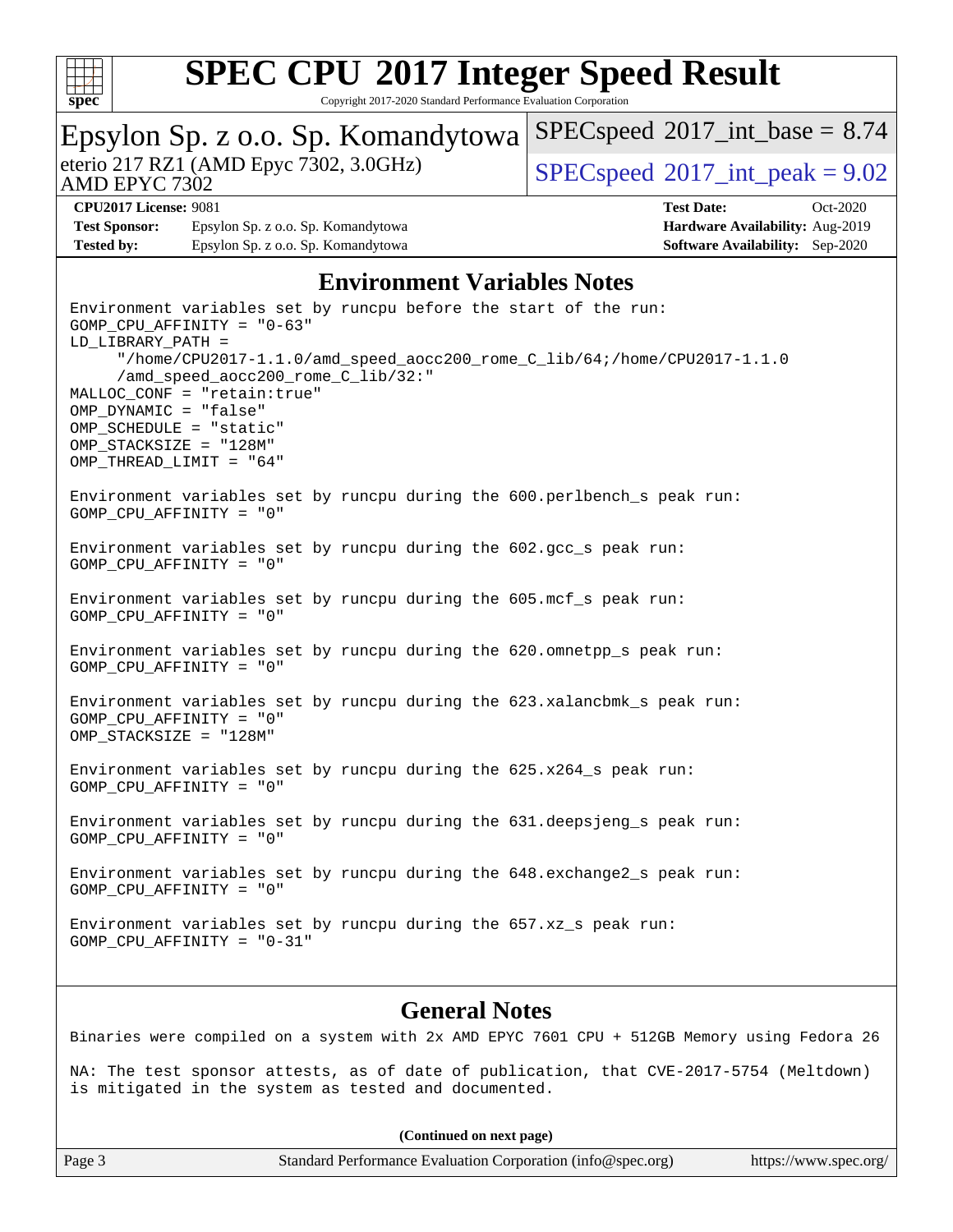## Environment Variables Notes

```
Environment variables set by runcpu before the start of the run:
GOMP_CPU_AFFINITY = "0-63"
LD_LIBRARY_PATH =
     "/home/CPU2017-1.1.0/amd_speed_aocc200_rome_C_lib/64;/home/CPU2017-1.1.0
     /amd_speed_aocc200_rome_C_lib/32:"
MALLOC_CONF = "retain:true"
OMP_DYNAMIC = "false"
OMP_SCHEDULE = "static"
OMP_STACKSIZE = "128M"
OMP_THREAD_LIMIT = "64"

Environment variables set by runcpu during the 600.perlbench_s peak run:
GOMP_CPU_AFFINITY = "0"

Environment variables set by runcpu during the 602.gcc_s peak run:
GOMP_CPU_AFFINITY = "0"

Environment variables set by runcpu during the 605.mcf_s peak run:
GOMP_CPU_AFFINITY = "0"

Environment variables set by runcpu during the 620.omnetpp_s peak run:
GOMP_CPU_AFFINITY = "0"

Environment variables set by runcpu during the 623.xalancbmk_s peak run:
GOMP_CPU_AFFINITY = "0"
OMP_STACKSIZE = "128M"

Environment variables set by runcpu during the 625.x264_s peak run:
GOMP_CPU_AFFINITY = "0"

Environment variables set by runcpu during the 631.deepsjeng_s peak run:
GOMP_CPU_AFFINITY = "0"

Environment variables set by runcpu during the 648.exchange2_s peak run:
GOMP_CPU_AFFINITY = "0"

Environment variables set by runcpu during the 657.xz_s peak run:
GOMP_CPU_AFFINITY = "0-31"
```

## General Notes

```
Binaries were compiled on a system with 2x AMD EPYC 7601 CPU + 512GB Memory using Fedora 26

NA: The test sponsor attests, as of date of publication, that CVE-2017-5754 (Meltdown)
is mitigated in the system as tested and documented.
```

**(Continued on next page)**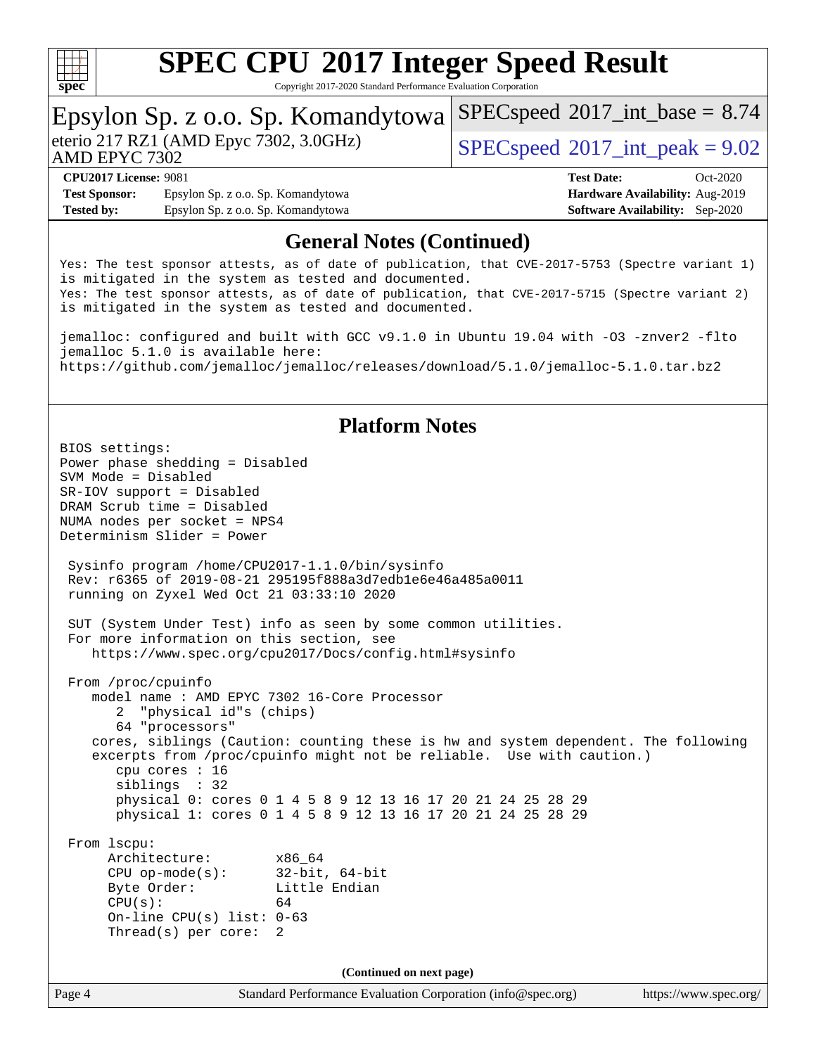# SPEC CPU 2017 Integer Speed Result

Copyright 2017-2020 Standard Performance Evaluation Corporation

## Epsylon Sp. z o.o. Sp. Komandytowa

eterio 217 RZ1 (AMD Epyc 7302, 3.0GHz)
AMD EPYC 7302

SPECspeed 2017_int_base = 8.74

SPECspeed 2017_int_peak = 9.02

**CPU2017 License:** 9081
**Test Sponsor:** Epsylon Sp. z o.o. Sp. Komandytowa
**Tested by:** Epsylon Sp. z o.o. Sp. Komandytowa

**Test Date:** Oct-2020
**Hardware Availability:** Aug-2019
**Software Availability:** Sep-2020

## General Notes (Continued)

```
Yes: The test sponsor attests, as of date of publication, that CVE-2017-5753 (Spectre variant 1)
is mitigated in the system as tested and documented.
Yes: The test sponsor attests, as of date of publication, that CVE-2017-5715 (Spectre variant 2)
is mitigated in the system as tested and documented.

jemalloc: configured and built with GCC v9.1.0 in Ubuntu 19.04 with -O3 -znver2 -flto
jemalloc 5.1.0 is available here:
https://github.com/jemalloc/jemalloc/releases/download/5.1.0/jemalloc-5.1.0.tar.bz2
```

## Platform Notes

```
BIOS settings:
Power phase shedding = Disabled
SVM Mode = Disabled
SR-IOV support = Disabled
DRAM Scrub time = Disabled
NUMA nodes per socket = NPS4
Determinism Slider = Power

 Sysinfo program /home/CPU2017-1.1.0/bin/sysinfo
 Rev: r6365 of 2019-08-21 295195f888a3d7edb1e6e46a485a0011
 running on Zyxel Wed Oct 21 03:33:10 2020

 SUT (System Under Test) info as seen by some common utilities.
 For more information on this section, see
    https://www.spec.org/cpu2017/Docs/config.html#sysinfo

 From /proc/cpuinfo
    model name : AMD EPYC 7302 16-Core Processor
       2  "physical id"s (chips)
       64 "processors"
    cores, siblings (Caution: counting these is hw and system dependent. The following
    excerpts from /proc/cpuinfo might not be reliable.  Use with caution.)
       cpu cores : 16
       siblings  : 32
       physical 0: cores 0 1 4 5 8 9 12 13 16 17 20 21 24 25 28 29
       physical 1: cores 0 1 4 5 8 9 12 13 16 17 20 21 24 25 28 29

 From lscpu:
      Architecture:          x86_64
      CPU op-mode(s):        32-bit, 64-bit
      Byte Order:            Little Endian
      CPU(s):                64
      On-line CPU(s) list: 0-63
      Thread(s) per core:  2
```

(Continued on next page)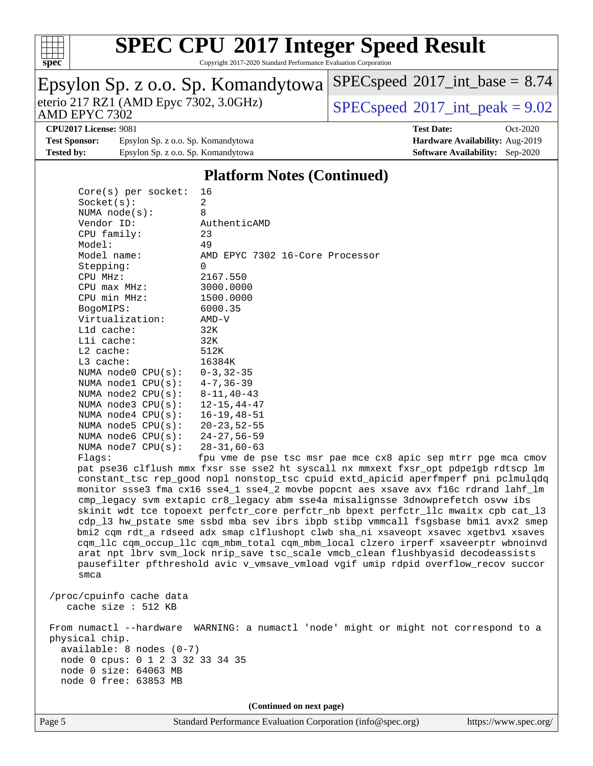## Platform Notes (Continued)

```
     Core(s) per socket:   16
     Socket(s):            2
     NUMA node(s):         8
     Vendor ID:            AuthenticAMD
     CPU family:           23
     Model:                49
     Model name:           AMD EPYC 7302 16-Core Processor
     Stepping:             0
     CPU MHz:              2167.550
     CPU max MHz:          3000.0000
     CPU min MHz:          1500.0000
     BogoMIPS:             6000.35
     Virtualization:       AMD-V
     L1d cache:            32K
     L1i cache:            32K
     L2 cache:             512K
     L3 cache:             16384K
     NUMA node0 CPU(s):    0-3,32-35
     NUMA node1 CPU(s):    4-7,36-39
     NUMA node2 CPU(s):    8-11,40-43
     NUMA node3 CPU(s):    12-15,44-47
     NUMA node4 CPU(s):    16-19,48-51
     NUMA node5 CPU(s):    20-23,52-55
     NUMA node6 CPU(s):    24-27,56-59
     NUMA node7 CPU(s):    28-31,60-63
     Flags:               fpu vme de pse tsc msr pae mce cx8 apic sep mtrr pge mca cmov
     pat pse36 clflush mmx fxsr sse sse2 ht syscall nx mmxext fxsr_opt pdpe1gb rdtscp lm
     constant_tsc rep_good nopl nonstop_tsc cpuid extd_apicid aperfmperf pni pclmulqdq
     monitor ssse3 fma cx16 sse4_1 sse4_2 movbe popcnt aes xsave avx f16c rdrand lahf_lm
     cmp_legacy svm extapic cr8_legacy abm sse4a misalignsse 3dnowprefetch osvw ibs
     skinit wdt tce topoext perfctr_core perfctr_nb bpext perfctr_llc mwaitx cpb cat_l3
     cdp_l3 hw_pstate sme ssbd mba sev ibrs ibpb stibp vmmcall fsgsbase bmi1 avx2 smep
     bmi2 cqm rdt_a rdseed adx smap clflushopt clwb sha_ni xsaveopt xsavec xgetbv1 xsaves
     cqm_llc cqm_occup_llc cqm_mbm_total cqm_mbm_local clzero irperf xsaveerptr wbnoinvd
     arat npt lbrv svm_lock nrip_save tsc_scale vmcb_clean flushbyasid decodeassists
     pausefilter pfthreshold avic v_vmsave_vmload vgif umip rdpid overflow_recov succor
     smca

 /proc/cpuinfo cache data
    cache size : 512 KB

 From numactl --hardware  WARNING: a numactl 'node' might or might not correspond to a
 physical chip.
   available: 8 nodes (0-7)
   node 0 cpus: 0 1 2 3 32 33 34 35
   node 0 size: 64063 MB
   node 0 free: 63853 MB
```

**(Continued on next page)**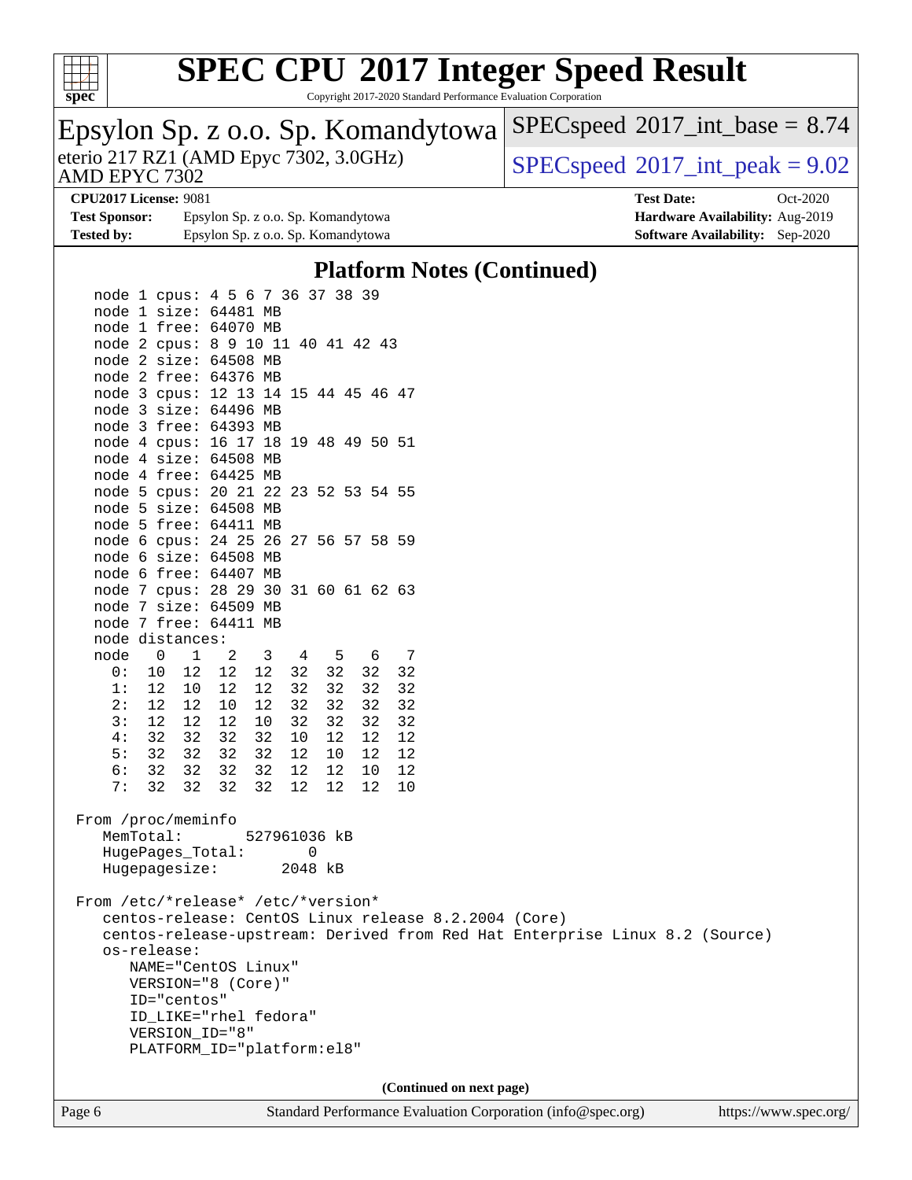## Platform Notes (Continued)

```
   node 1 cpus: 4 5 6 7 36 37 38 39
   node 1 size: 64481 MB
   node 1 free: 64070 MB
   node 2 cpus: 8 9 10 11 40 41 42 43
   node 2 size: 64508 MB
   node 2 free: 64376 MB
   node 3 cpus: 12 13 14 15 44 45 46 47
   node 3 size: 64496 MB
   node 3 free: 64393 MB
   node 4 cpus: 16 17 18 19 48 49 50 51
   node 4 size: 64508 MB
   node 4 free: 64425 MB
   node 5 cpus: 20 21 22 23 52 53 54 55
   node 5 size: 64508 MB
   node 5 free: 64411 MB
   node 6 cpus: 24 25 26 27 56 57 58 59
   node 6 size: 64508 MB
   node 6 free: 64407 MB
   node 7 cpus: 28 29 30 31 60 61 62 63
   node 7 size: 64509 MB
   node 7 free: 64411 MB
   node distances:
   node   0   1   2   3   4   5   6   7
     0:  10  12  12  12  32  32  32  32
     1:  12  10  12  12  32  32  32  32
     2:  12  12  10  12  32  32  32  32
     3:  12  12  12  10  32  32  32  32
     4:  32  32  32  32  10  12  12  12
     5:  32  32  32  32  12  10  12  12
     6:  32  32  32  32  12  12  10  12
     7:  32  32  32  32  12  12  12  10

 From /proc/meminfo
    MemTotal:       527961036 kB
    HugePages_Total:       0
    Hugepagesize:       2048 kB

 From /etc/*release* /etc/*version*
    centos-release: CentOS Linux release 8.2.2004 (Core)
    centos-release-upstream: Derived from Red Hat Enterprise Linux 8.2 (Source)
    os-release:
       NAME="CentOS Linux"
       VERSION="8 (Core)"
       ID="centos"
       ID_LIKE="rhel fedora"
       VERSION_ID="8"
       PLATFORM_ID="platform:el8"
```

(Continued on next page)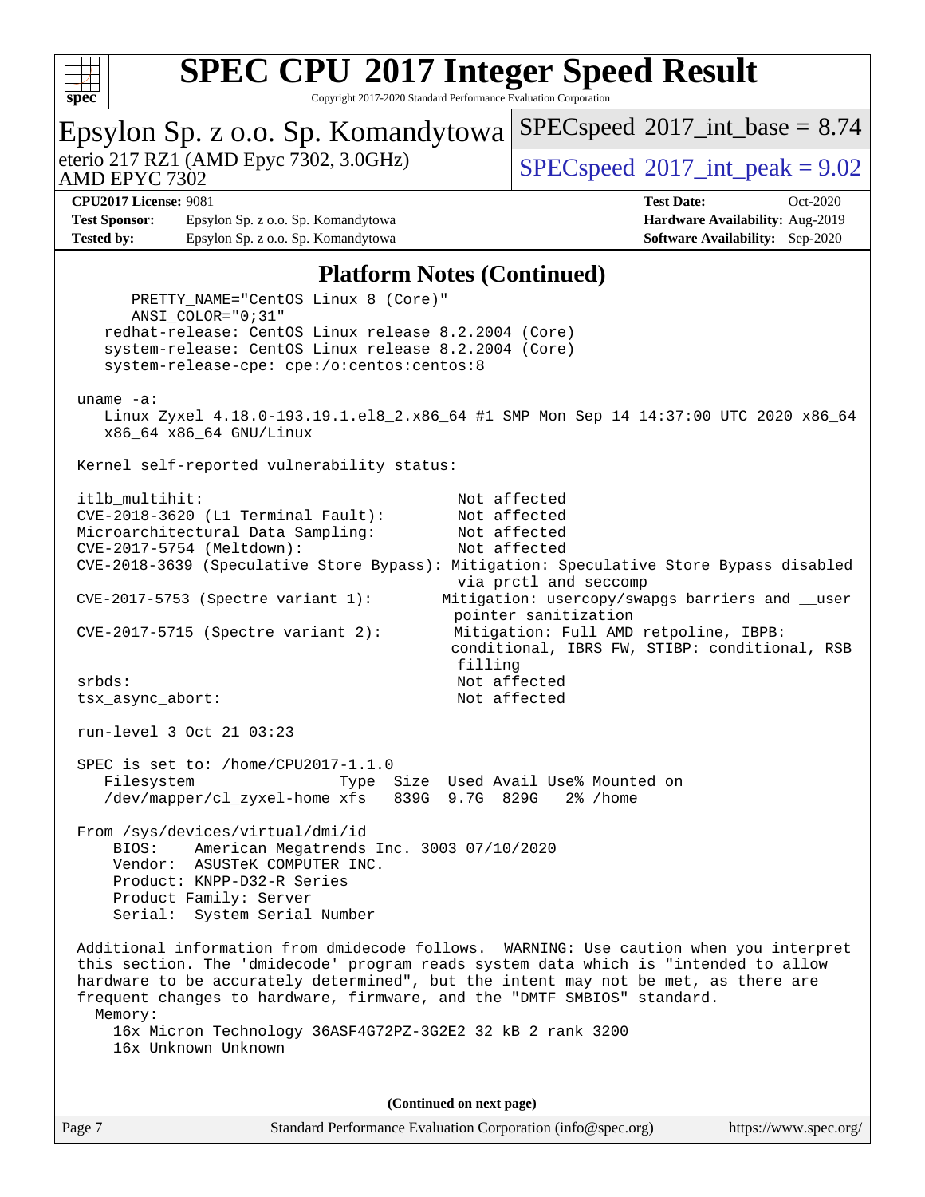# SPEC CPU 2017 Integer Speed Result

Copyright 2017-2020 Standard Performance Evaluation Corporation

**Epsylon Sp. z o.o. Sp. Komandytowa**
eterio 217 RZ1 (AMD Epyc 7302, 3.0GHz)
AMD EPYC 7302

SPECspeed 2017_int_base = 8.74
SPECspeed 2017_int_peak = 9.02

**CPU2017 License:** 9081
**Test Sponsor:** Epsylon Sp. z o.o. Sp. Komandytowa
**Tested by:** Epsylon Sp. z o.o. Sp. Komandytowa
**Test Date:** Oct-2020
**Hardware Availability:** Aug-2019
**Software Availability:** Sep-2020

## Platform Notes (Continued)

```
      PRETTY_NAME="CentOS Linux 8 (Core)"
      ANSI_COLOR="0;31"
   redhat-release: CentOS Linux release 8.2.2004 (Core)
   system-release: CentOS Linux release 8.2.2004 (Core)
   system-release-cpe: cpe:/o:centos:centos:8

uname -a:
   Linux Zyxel 4.18.0-193.19.1.el8_2.x86_64 #1 SMP Mon Sep 14 14:37:00 UTC 2020 x86_64
   x86_64 x86_64 GNU/Linux

Kernel self-reported vulnerability status:

itlb_multihit:                                   Not affected
CVE-2018-3620 (L1 Terminal Fault):               Not affected
Microarchitectural Data Sampling:                Not affected
CVE-2017-5754 (Meltdown):                        Not affected
CVE-2018-3639 (Speculative Store Bypass): Mitigation: Speculative Store Bypass disabled
                                                 via prctl and seccomp
CVE-2017-5753 (Spectre variant 1):              Mitigation: usercopy/swapgs barriers and __user
                                                 pointer sanitization
CVE-2017-5715 (Spectre variant 2):              Mitigation: Full AMD retpoline, IBPB:
                                                 conditional, IBRS_FW, STIBP: conditional, RSB
                                                 filling
srbds:                                           Not affected
tsx_async_abort:                                 Not affected

run-level 3 Oct 21 03:23

SPEC is set to: /home/CPU2017-1.1.0
   Filesystem                  Type  Size  Used Avail Use% Mounted on
   /dev/mapper/cl_zyxel-home xfs   839G  9.7G  829G   2% /home

From /sys/devices/virtual/dmi/id
    BIOS:    American Megatrends Inc. 3003 07/10/2020
    Vendor:  ASUSTeK COMPUTER INC.
    Product: KNPP-D32-R Series
    Product Family: Server
    Serial:  System Serial Number

Additional information from dmidecode follows.  WARNING: Use caution when you interpret
this section. The 'dmidecode' program reads system data which is "intended to allow
hardware to be accurately determined", but the intent may not be met, as there are
frequent changes to hardware, firmware, and the "DMTF SMBIOS" standard.
  Memory:
    16x Micron Technology 36ASF4G72PZ-3G2E2 32 kB 2 rank 3200
    16x Unknown Unknown
```

(Continued on next page)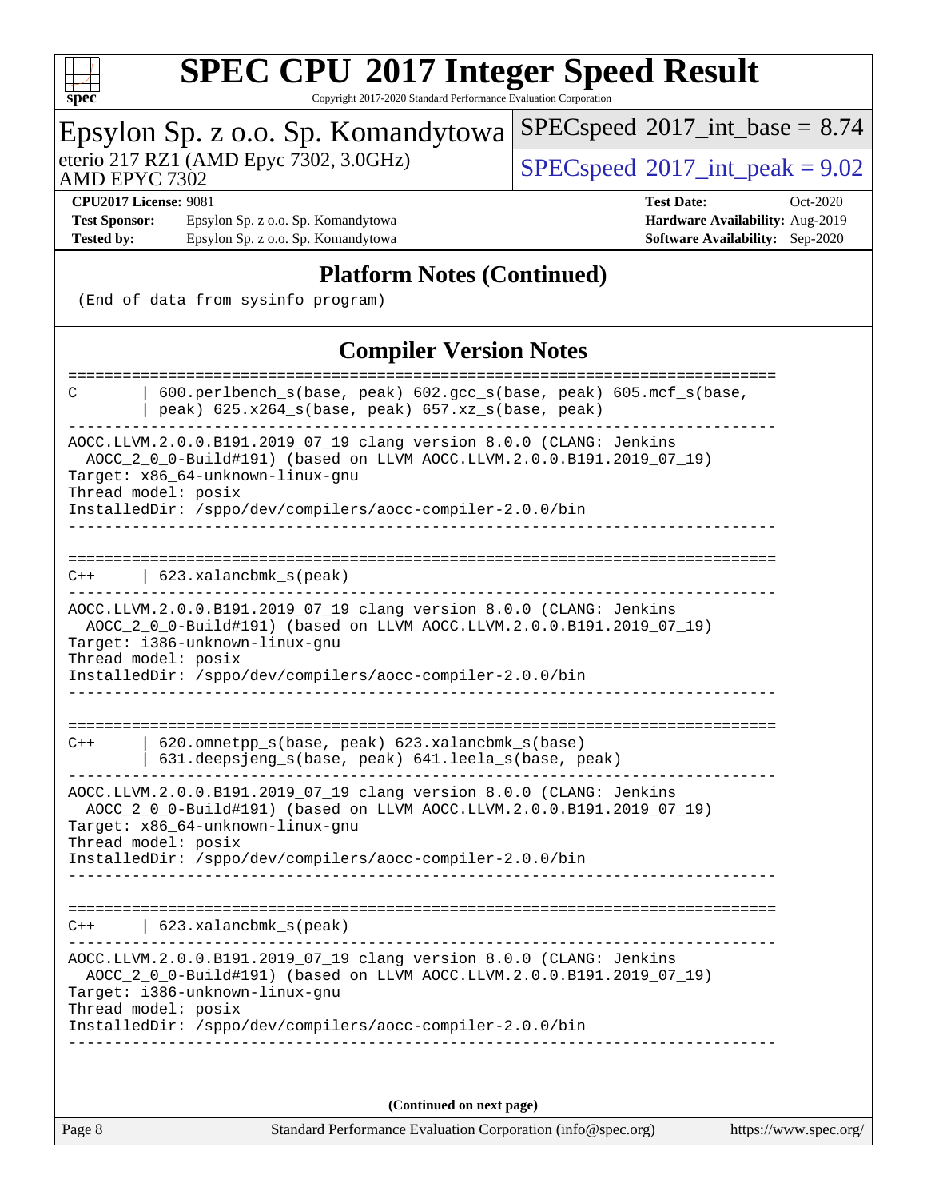## Platform Notes (Continued)

```
(End of data from sysinfo program)
```

## Compiler Version Notes

```
==============================================================================
C       | 600.perlbench_s(base, peak) 602.gcc_s(base, peak) 605.mcf_s(base,
        | peak) 625.x264_s(base, peak) 657.xz_s(base, peak)
------------------------------------------------------------------------------
AOCC.LLVM.2.0.0.B191.2019_07_19 clang version 8.0.0 (CLANG: Jenkins
  AOCC_2_0_0-Build#191) (based on LLVM AOCC.LLVM.2.0.0.B191.2019_07_19)
Target: x86_64-unknown-linux-gnu
Thread model: posix
InstalledDir: /sppo/dev/compilers/aocc-compiler-2.0.0/bin
------------------------------------------------------------------------------

==============================================================================
C++     | 623.xalancbmk_s(peak)
------------------------------------------------------------------------------
AOCC.LLVM.2.0.0.B191.2019_07_19 clang version 8.0.0 (CLANG: Jenkins
  AOCC_2_0_0-Build#191) (based on LLVM AOCC.LLVM.2.0.0.B191.2019_07_19)
Target: i386-unknown-linux-gnu
Thread model: posix
InstalledDir: /sppo/dev/compilers/aocc-compiler-2.0.0/bin
------------------------------------------------------------------------------

==============================================================================
C++     | 620.omnetpp_s(base, peak) 623.xalancbmk_s(base)
        | 631.deepsjeng_s(base, peak) 641.leela_s(base, peak)
------------------------------------------------------------------------------
AOCC.LLVM.2.0.0.B191.2019_07_19 clang version 8.0.0 (CLANG: Jenkins
  AOCC_2_0_0-Build#191) (based on LLVM AOCC.LLVM.2.0.0.B191.2019_07_19)
Target: x86_64-unknown-linux-gnu
Thread model: posix
InstalledDir: /sppo/dev/compilers/aocc-compiler-2.0.0/bin
------------------------------------------------------------------------------

==============================================================================
C++     | 623.xalancbmk_s(peak)
------------------------------------------------------------------------------
AOCC.LLVM.2.0.0.B191.2019_07_19 clang version 8.0.0 (CLANG: Jenkins
  AOCC_2_0_0-Build#191) (based on LLVM AOCC.LLVM.2.0.0.B191.2019_07_19)
Target: i386-unknown-linux-gnu
Thread model: posix
InstalledDir: /sppo/dev/compilers/aocc-compiler-2.0.0/bin
------------------------------------------------------------------------------
```

**(Continued on next page)**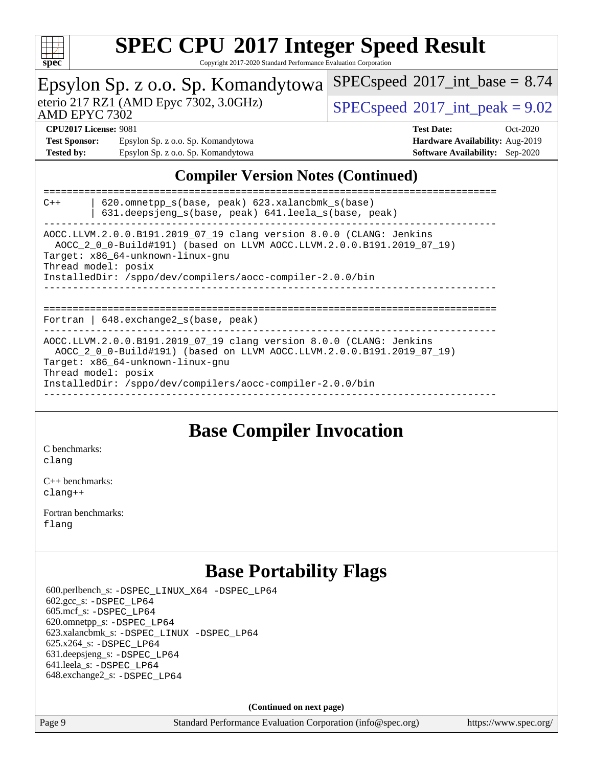# SPEC CPU 2017 Integer Speed Result

Copyright 2017-2020 Standard Performance Evaluation Corporation

Epsylon Sp. z o.o. Sp. Komandytowa
eterio 217 RZ1 (AMD Epyc 7302, 3.0GHz)
AMD EPYC 7302

SPECspeed 2017_int_base = 8.74
SPECspeed 2017_int_peak = 9.02

**CPU2017 License:** 9081
**Test Sponsor:** Epsylon Sp. z o.o. Sp. Komandytowa
**Tested by:** Epsylon Sp. z o.o. Sp. Komandytowa
**Test Date:** Oct-2020
**Hardware Availability:** Aug-2019
**Software Availability:** Sep-2020

## Compiler Version Notes (Continued)

```
==============================================================================
C++       | 620.omnetpp_s(base, peak) 623.xalancbmk_s(base)
          | 631.deepsjeng_s(base, peak) 641.leela_s(base, peak)
------------------------------------------------------------------------------
AOCC.LLVM.2.0.0.B191.2019_07_19 clang version 8.0.0 (CLANG: Jenkins
  AOCC_2_0_0-Build#191) (based on LLVM AOCC.LLVM.2.0.0.B191.2019_07_19)
Target: x86_64-unknown-linux-gnu
Thread model: posix
InstalledDir: /sppo/dev/compilers/aocc-compiler-2.0.0/bin
------------------------------------------------------------------------------

==============================================================================
Fortran | 648.exchange2_s(base, peak)
------------------------------------------------------------------------------
AOCC.LLVM.2.0.0.B191.2019_07_19 clang version 8.0.0 (CLANG: Jenkins
  AOCC_2_0_0-Build#191) (based on LLVM AOCC.LLVM.2.0.0.B191.2019_07_19)
Target: x86_64-unknown-linux-gnu
Thread model: posix
InstalledDir: /sppo/dev/compilers/aocc-compiler-2.0.0/bin
------------------------------------------------------------------------------
```

## Base Compiler Invocation

C benchmarks:
clang

C++ benchmarks:
clang++

Fortran benchmarks:
flang

## Base Portability Flags

600.perlbench_s: -DSPEC_LINUX_X64 -DSPEC_LP64
602.gcc_s: -DSPEC_LP64
605.mcf_s: -DSPEC_LP64
620.omnetpp_s: -DSPEC_LP64
623.xalancbmk_s: -DSPEC_LINUX -DSPEC_LP64
625.x264_s: -DSPEC_LP64
631.deepsjeng_s: -DSPEC_LP64
641.leela_s: -DSPEC_LP64
648.exchange2_s: -DSPEC_LP64

**(Continued on next page)**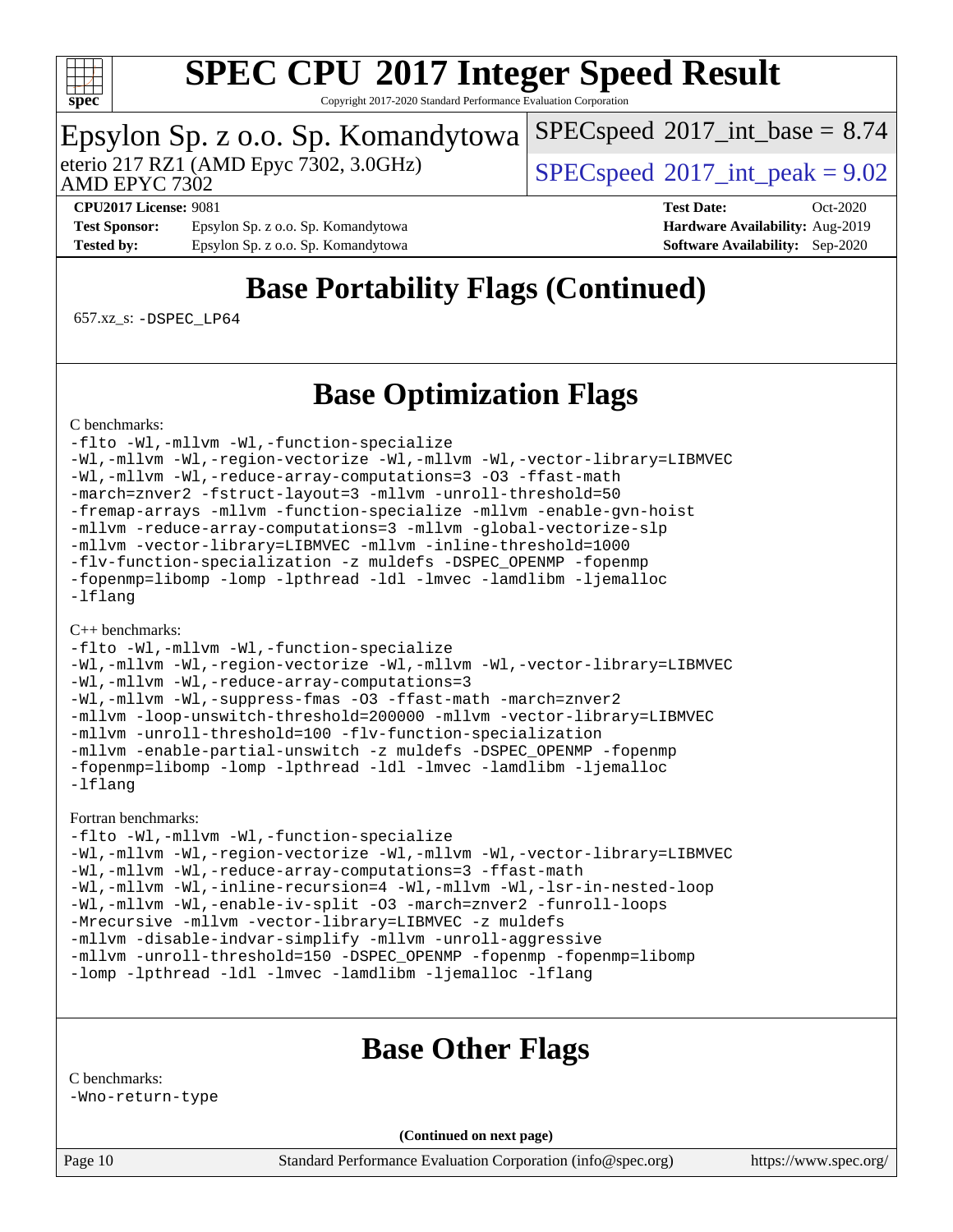## Base Portability Flags (Continued)

657.xz_s: -DSPEC_LP64

## Base Optimization Flags

C benchmarks:

```
-flto -Wl,-mllvm -Wl,-function-specialize
-Wl,-mllvm -Wl,-region-vectorize -Wl,-mllvm -Wl,-vector-library=LIBMVEC
-Wl,-mllvm -Wl,-reduce-array-computations=3 -O3 -ffast-math
-march=znver2 -fstruct-layout=3 -mllvm -unroll-threshold=50
-fremap-arrays -mllvm -function-specialize -mllvm -enable-gvn-hoist
-mllvm -reduce-array-computations=3 -mllvm -global-vectorize-slp
-mllvm -vector-library=LIBMVEC -mllvm -inline-threshold=1000
-flv-function-specialization -z muldefs -DSPEC_OPENMP -fopenmp
-fopenmp=libomp -lomp -lpthread -ldl -lmvec -lamdlibm -ljemalloc
-lflang
```

C++ benchmarks:

```
-flto -Wl,-mllvm -Wl,-function-specialize
-Wl,-mllvm -Wl,-region-vectorize -Wl,-mllvm -Wl,-vector-library=LIBMVEC
-Wl,-mllvm -Wl,-reduce-array-computations=3
-Wl,-mllvm -Wl,-suppress-fmas -O3 -ffast-math -march=znver2
-mllvm -loop-unswitch-threshold=200000 -mllvm -vector-library=LIBMVEC
-mllvm -unroll-threshold=100 -flv-function-specialization
-mllvm -enable-partial-unswitch -z muldefs -DSPEC_OPENMP -fopenmp
-fopenmp=libomp -lomp -lpthread -ldl -lmvec -lamdlibm -ljemalloc
-lflang
```

Fortran benchmarks:

```
-flto -Wl,-mllvm -Wl,-function-specialize
-Wl,-mllvm -Wl,-region-vectorize -Wl,-mllvm -Wl,-vector-library=LIBMVEC
-Wl,-mllvm -Wl,-reduce-array-computations=3 -ffast-math
-Wl,-mllvm -Wl,-inline-recursion=4 -Wl,-mllvm -Wl,-lsr-in-nested-loop
-Wl,-mllvm -Wl,-enable-iv-split -O3 -march=znver2 -funroll-loops
-Mrecursive -mllvm -vector-library=LIBMVEC -z muldefs
-mllvm -disable-indvar-simplify -mllvm -unroll-aggressive
-mllvm -unroll-threshold=150 -DSPEC_OPENMP -fopenmp -fopenmp=libomp
-lomp -lpthread -ldl -lmvec -lamdlibm -ljemalloc -lflang
```

## Base Other Flags

C benchmarks:

```
-Wno-return-type
```

(Continued on next page)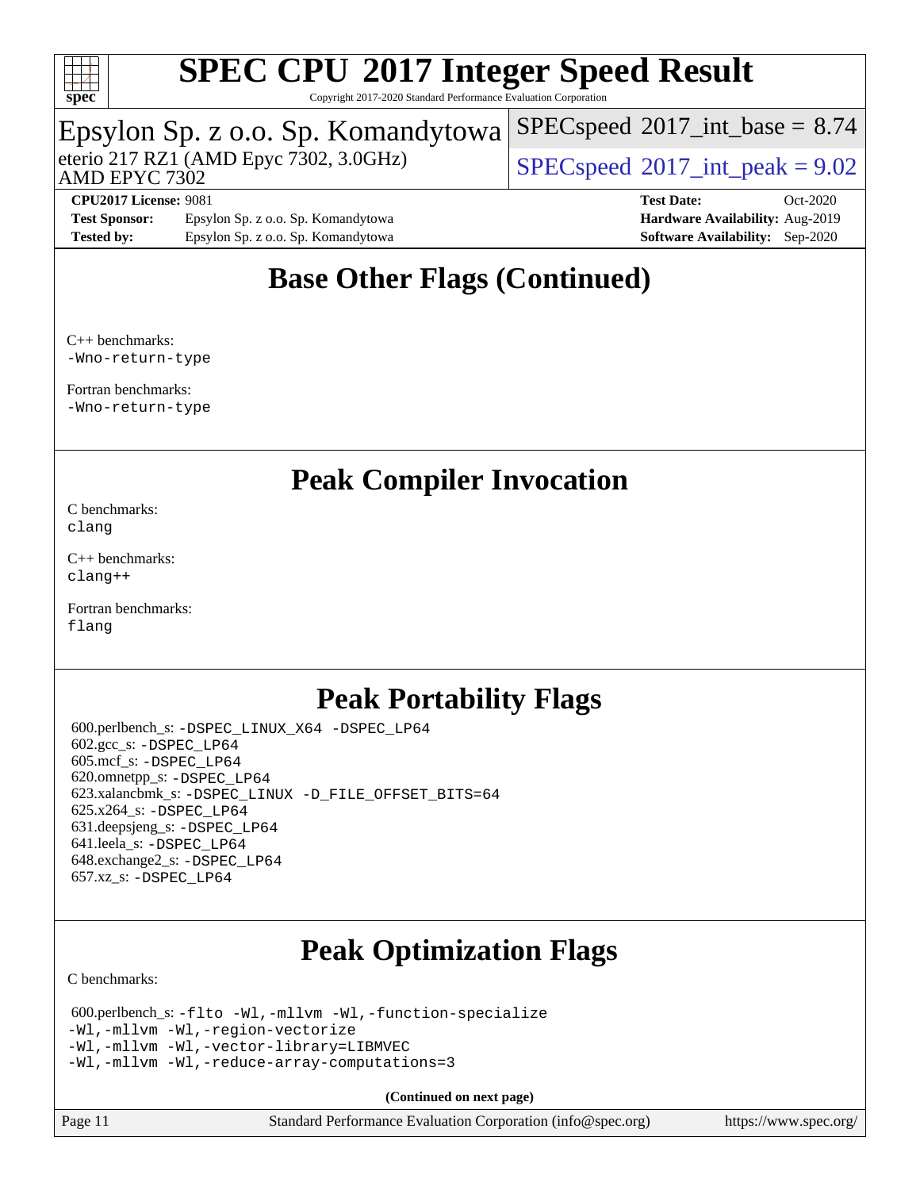## Base Other Flags (Continued)

C++ benchmarks:
-Wno-return-type

Fortran benchmarks:
-Wno-return-type

## Peak Compiler Invocation

C benchmarks:
clang

C++ benchmarks:
clang++

Fortran benchmarks:
flang

## Peak Portability Flags

600.perlbench_s: -DSPEC_LINUX_X64 -DSPEC_LP64
602.gcc_s: -DSPEC_LP64
605.mcf_s: -DSPEC_LP64
620.omnetpp_s: -DSPEC_LP64
623.xalancbmk_s: -DSPEC_LINUX -D_FILE_OFFSET_BITS=64
625.x264_s: -DSPEC_LP64
631.deepsjeng_s: -DSPEC_LP64
641.leela_s: -DSPEC_LP64
648.exchange2_s: -DSPEC_LP64
657.xz_s: -DSPEC_LP64

## Peak Optimization Flags

C benchmarks:

600.perlbench_s: -flto -Wl,-mllvm -Wl,-function-specialize
-Wl,-mllvm -Wl,-region-vectorize
-Wl,-mllvm -Wl,-vector-library=LIBMVEC
-Wl,-mllvm -Wl,-reduce-array-computations=3

**(Continued on next page)**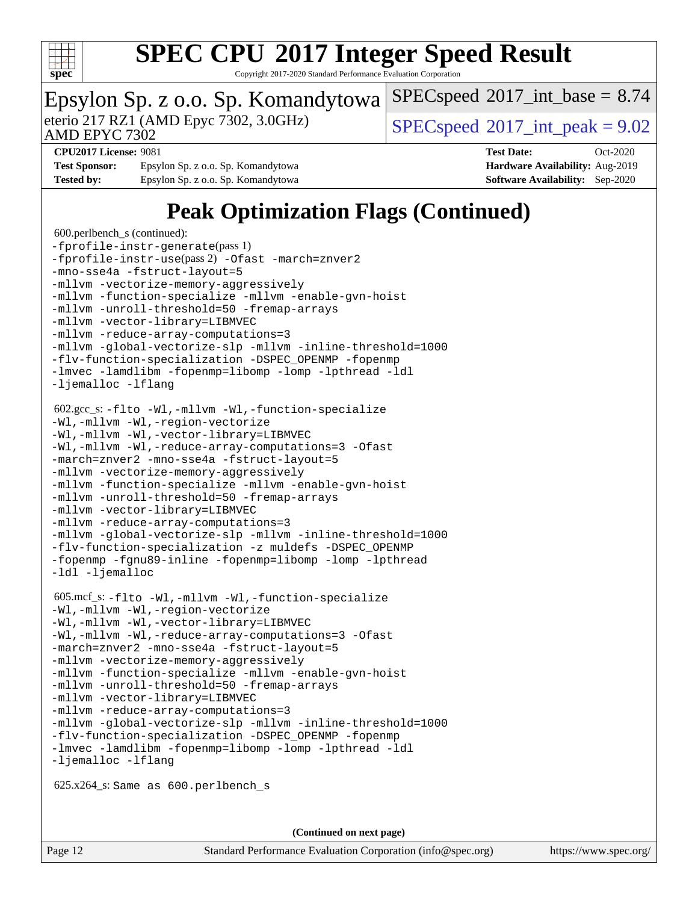# SPEC CPU 2017 Integer Speed Result

Copyright 2017-2020 Standard Performance Evaluation Corporation

**Epsylon Sp. z o.o. Sp. Komandytowa**

eterio 217 RZ1 (AMD Epyc 7302, 3.0GHz)
AMD EPYC 7302

SPECspeed 2017_int_base = 8.74

SPECspeed 2017_int_peak = 9.02

| | | | |
|---|---|---|---|
| **CPU2017 License:** 9081 | | **Test Date:** | Oct-2020 |
| **Test Sponsor:** | Epsylon Sp. z o.o. Sp. Komandytowa | **Hardware Availability:** | Aug-2019 |
| **Tested by:** | Epsylon Sp. z o.o. Sp. Komandytowa | **Software Availability:** | Sep-2020 |

## Peak Optimization Flags (Continued)

600.perlbench_s (continued):
```
-fprofile-instr-generate(pass 1)
-fprofile-instr-use(pass 2) -Ofast -march=znver2
-mno-sse4a -fstruct-layout=5
-mllvm -vectorize-memory-aggressively
-mllvm -function-specialize -mllvm -enable-gvn-hoist
-mllvm -unroll-threshold=50 -fremap-arrays
-mllvm -vector-library=LIBMVEC
-mllvm -reduce-array-computations=3
-mllvm -global-vectorize-slp -mllvm -inline-threshold=1000
-flv-function-specialization -DSPEC_OPENMP -fopenmp
-lmvec -lamdlibm -fopenmp=libomp -lomp -lpthread -ldl
-ljemalloc -lflang
```

602.gcc_s:
```
-flto -Wl,-mllvm -Wl,-function-specialize
-Wl,-mllvm -Wl,-region-vectorize
-Wl,-mllvm -Wl,-vector-library=LIBMVEC
-Wl,-mllvm -Wl,-reduce-array-computations=3 -Ofast
-march=znver2 -mno-sse4a -fstruct-layout=5
-mllvm -vectorize-memory-aggressively
-mllvm -function-specialize -mllvm -enable-gvn-hoist
-mllvm -unroll-threshold=50 -fremap-arrays
-mllvm -vector-library=LIBMVEC
-mllvm -reduce-array-computations=3
-mllvm -global-vectorize-slp -mllvm -inline-threshold=1000
-flv-function-specialization -z muldefs -DSPEC_OPENMP
-fopenmp -fgnu89-inline -fopenmp=libomp -lomp -lpthread
-ldl -ljemalloc
```

605.mcf_s:
```
-flto -Wl,-mllvm -Wl,-function-specialize
-Wl,-mllvm -Wl,-region-vectorize
-Wl,-mllvm -Wl,-vector-library=LIBMVEC
-Wl,-mllvm -Wl,-reduce-array-computations=3 -Ofast
-march=znver2 -mno-sse4a -fstruct-layout=5
-mllvm -vectorize-memory-aggressively
-mllvm -function-specialize -mllvm -enable-gvn-hoist
-mllvm -unroll-threshold=50 -fremap-arrays
-mllvm -vector-library=LIBMVEC
-mllvm -reduce-array-computations=3
-mllvm -global-vectorize-slp -mllvm -inline-threshold=1000
-flv-function-specialization -DSPEC_OPENMP -fopenmp
-lmvec -lamdlibm -fopenmp=libomp -lomp -lpthread -ldl
-ljemalloc -lflang
```

625.x264_s: Same as 600.perlbench_s

**(Continued on next page)**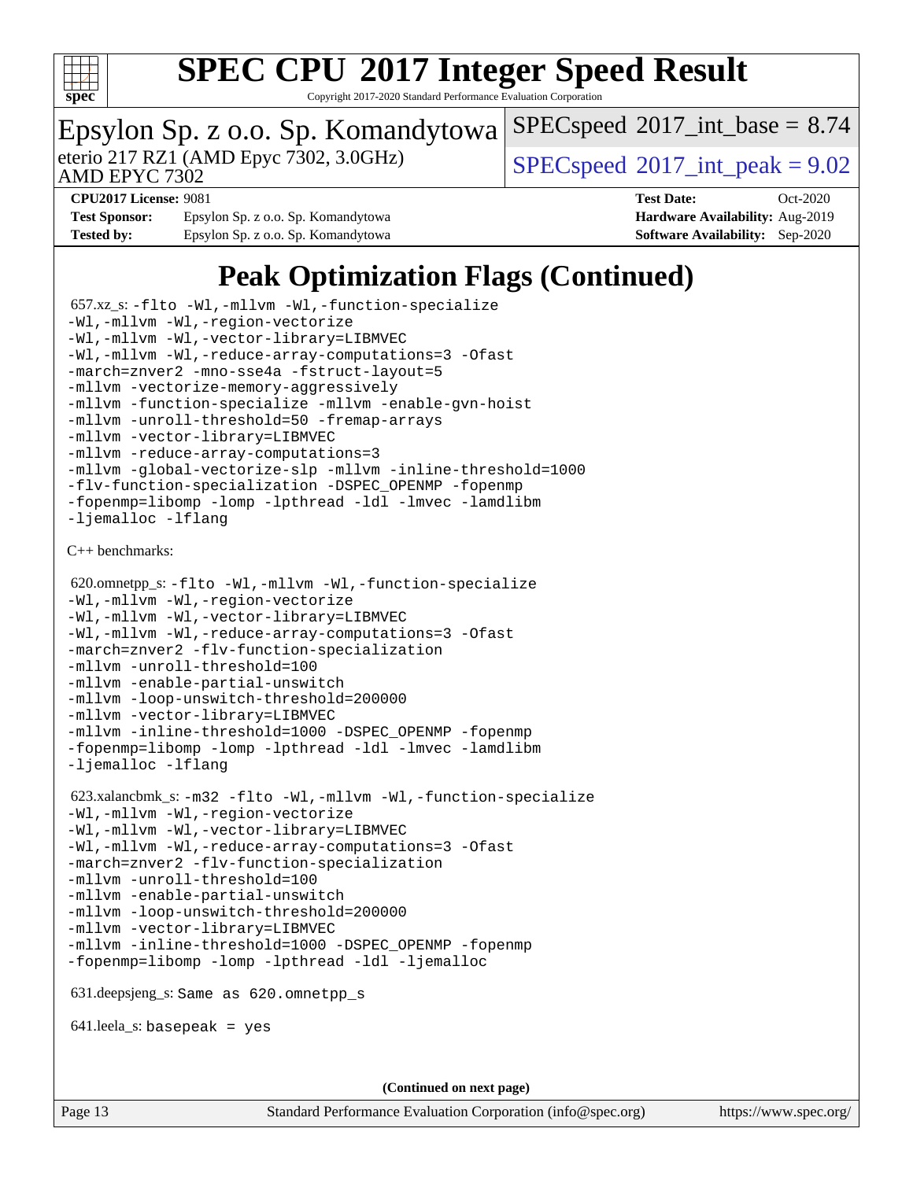# Peak Optimization Flags (Continued)

657.xz_s: `-flto -Wl,-mllvm -Wl,-function-specialize -Wl,-mllvm -Wl,-region-vectorize -Wl,-mllvm -Wl,-vector-library=LIBMVEC -Wl,-mllvm -Wl,-reduce-array-computations=3 -Ofast -march=znver2 -mno-sse4a -fstruct-layout=5 -mllvm -vectorize-memory-aggressively -mllvm -function-specialize -mllvm -enable-gvn-hoist -mllvm -unroll-threshold=50 -fremap-arrays -mllvm -vector-library=LIBMVEC -mllvm -reduce-array-computations=3 -mllvm -global-vectorize-slp -mllvm -inline-threshold=1000 -flv-function-specialization -DSPEC_OPENMP -fopenmp -fopenmp=libomp -lomp -lpthread -ldl -lmvec -lamdlibm -ljemalloc -lflang`

C++ benchmarks:

620.omnetpp_s: `-flto -Wl,-mllvm -Wl,-function-specialize -Wl,-mllvm -Wl,-region-vectorize -Wl,-mllvm -Wl,-vector-library=LIBMVEC -Wl,-mllvm -Wl,-reduce-array-computations=3 -Ofast -march=znver2 -flv-function-specialization -mllvm -unroll-threshold=100 -mllvm -enable-partial-unswitch -mllvm -loop-unswitch-threshold=200000 -mllvm -vector-library=LIBMVEC -mllvm -inline-threshold=1000 -DSPEC_OPENMP -fopenmp -fopenmp=libomp -lomp -lpthread -ldl -lmvec -lamdlibm -ljemalloc -lflang`

623.xalancbmk_s: `-m32 -flto -Wl,-mllvm -Wl,-function-specialize -Wl,-mllvm -Wl,-region-vectorize -Wl,-mllvm -Wl,-vector-library=LIBMVEC -Wl,-mllvm -Wl,-reduce-array-computations=3 -Ofast -march=znver2 -flv-function-specialization -mllvm -unroll-threshold=100 -mllvm -enable-partial-unswitch -mllvm -loop-unswitch-threshold=200000 -mllvm -vector-library=LIBMVEC -mllvm -inline-threshold=1000 -DSPEC_OPENMP -fopenmp -fopenmp=libomp -lomp -lpthread -ldl -ljemalloc`

631.deepsjeng_s: `Same as 620.omnetpp_s`

641.leela_s: `basepeak = yes`

(Continued on next page)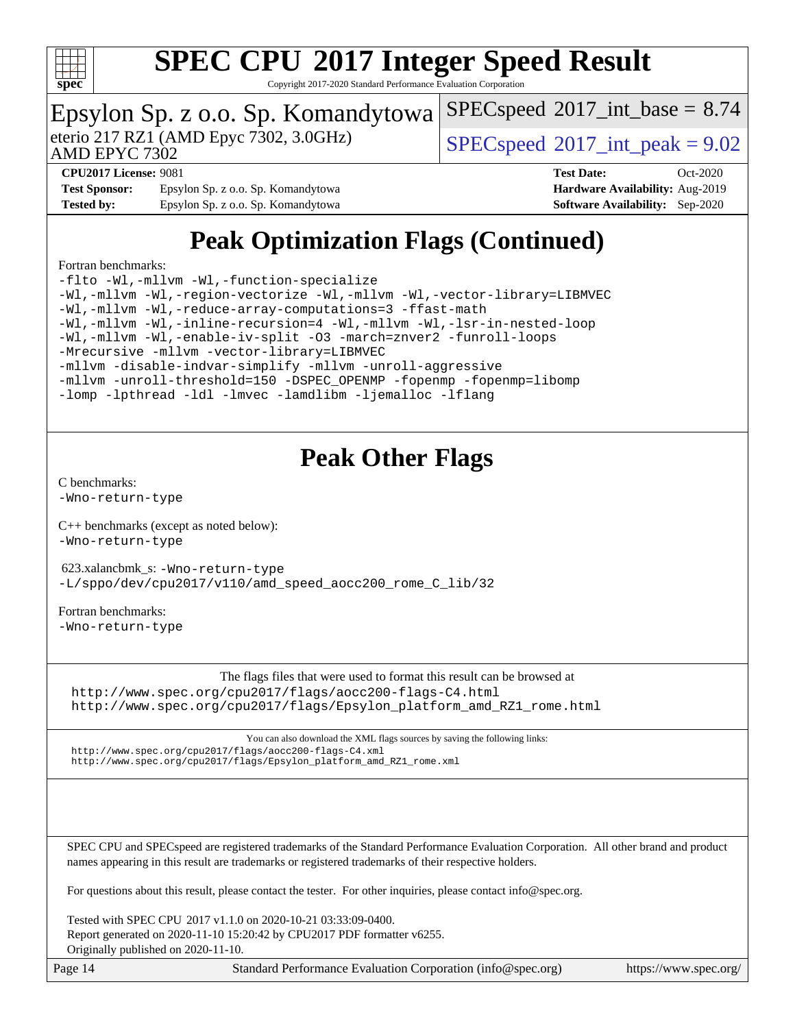# Peak Optimization Flags (Continued)

Fortran benchmarks:

```
-flto -Wl,-mllvm -Wl,-function-specialize
-Wl,-mllvm -Wl,-region-vectorize -Wl,-mllvm -Wl,-vector-library=LIBMVEC
-Wl,-mllvm -Wl,-reduce-array-computations=3 -ffast-math
-Wl,-mllvm -Wl,-inline-recursion=4 -Wl,-mllvm -Wl,-lsr-in-nested-loop
-Wl,-mllvm -Wl,-enable-iv-split -O3 -march=znver2 -funroll-loops
-Mrecursive -mllvm -vector-library=LIBMVEC
-mllvm -disable-indvar-simplify -mllvm -unroll-aggressive
-mllvm -unroll-threshold=150 -DSPEC_OPENMP -fopenmp -fopenmp=libomp
-lomp -lpthread -ldl -lmvec -lamdlibm -ljemalloc -lflang
```

# Peak Other Flags

C benchmarks:
```
-Wno-return-type
```

C++ benchmarks (except as noted below):
```
-Wno-return-type
```

623.xalancbmk_s:
```
-Wno-return-type
-L/sppo/dev/cpu2017/v110/amd_speed_aocc200_rome_C_lib/32
```

Fortran benchmarks:
```
-Wno-return-type
```

The flags files that were used to format this result can be browsed at
http://www.spec.org/cpu2017/flags/aocc200-flags-C4.html
http://www.spec.org/cpu2017/flags/Epsylon_platform_amd_RZ1_rome.html

You can also download the XML flags sources by saving the following links:
http://www.spec.org/cpu2017/flags/aocc200-flags-C4.xml
http://www.spec.org/cpu2017/flags/Epsylon_platform_amd_RZ1_rome.xml

SPEC CPU and SPECspeed are registered trademarks of the Standard Performance Evaluation Corporation. All other brand and product names appearing in this result are trademarks or registered trademarks of their respective holders.

For questions about this result, please contact the tester. For other inquiries, please contact info@spec.org.

Tested with SPEC CPU 2017 v1.1.0 on 2020-10-21 03:33:09-0400.
Report generated on 2020-11-10 15:20:42 by CPU2017 PDF formatter v6255.
Originally published on 2020-11-10.